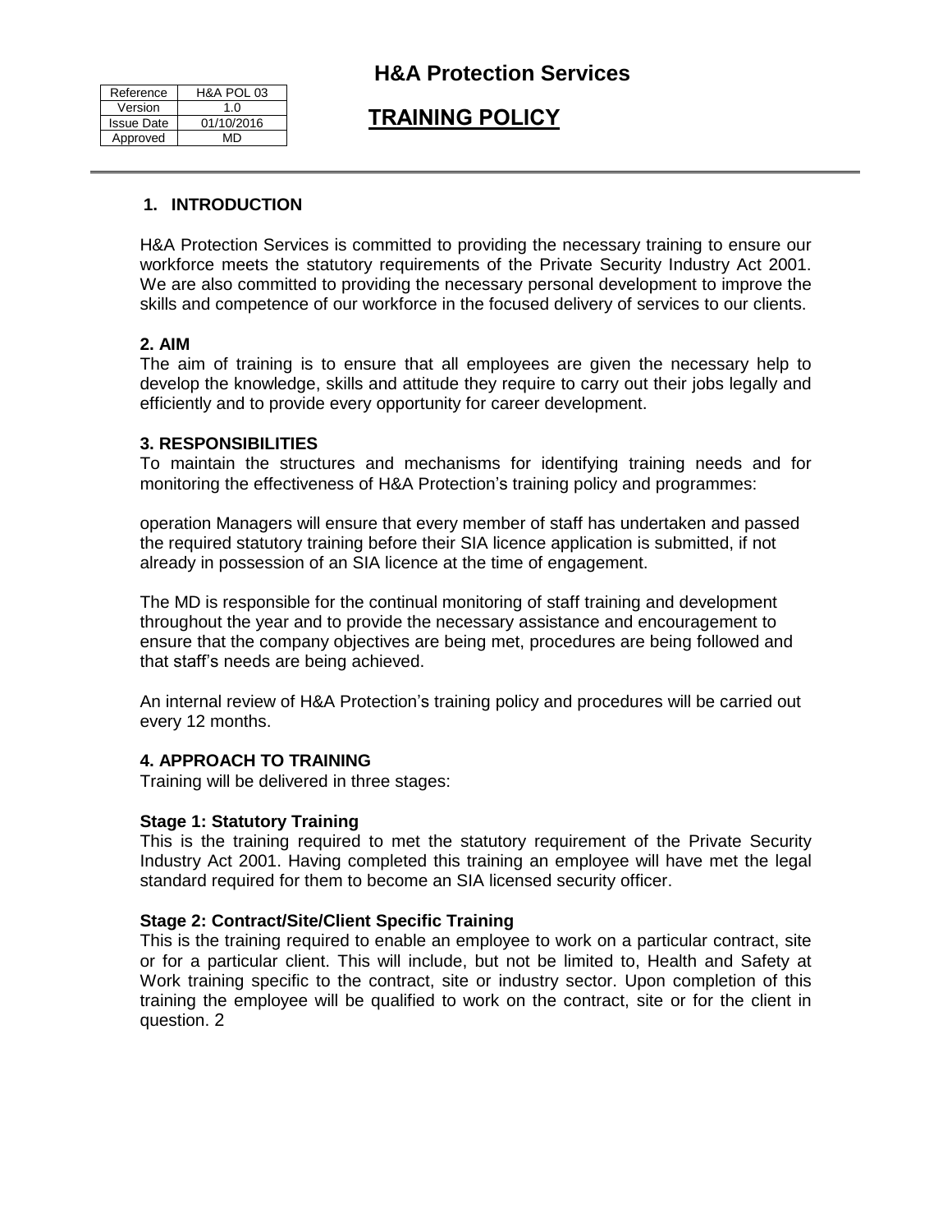| Reference | H&A POL 03 |
| --- | --- |
| Version | 1.0 |
| Issue Date | 01/10/2016 |
| Approved | MD |

# H&A Protection Services

## TRAINING POLICY

### 1. INTRODUCTION

H&A Protection Services is committed to providing the necessary training to ensure our workforce meets the statutory requirements of the Private Security Industry Act 2001. We are also committed to providing the necessary personal development to improve the skills and competence of our workforce in the focused delivery of services to our clients.

### 2. AIM

The aim of training is to ensure that all employees are given the necessary help to develop the knowledge, skills and attitude they require to carry out their jobs legally and efficiently and to provide every opportunity for career development.

### 3. RESPONSIBILITIES

To maintain the structures and mechanisms for identifying training needs and for monitoring the effectiveness of H&A Protection's training policy and programmes:

operation Managers will ensure that every member of staff has undertaken and passed the required statutory training before their SIA licence application is submitted, if not already in possession of an SIA licence at the time of engagement.

The MD is responsible for the continual monitoring of staff training and development throughout the year and to provide the necessary assistance and encouragement to ensure that the company objectives are being met, procedures are being followed and that staff's needs are being achieved.

An internal review of H&A Protection's training policy and procedures will be carried out every 12 months.

### 4. APPROACH TO TRAINING

Training will be delivered in three stages:

**Stage 1: Statutory Training**

This is the training required to met the statutory requirement of the Private Security Industry Act 2001. Having completed this training an employee will have met the legal standard required for them to become an SIA licensed security officer.

**Stage 2: Contract/Site/Client Specific Training**

This is the training required to enable an employee to work on a particular contract, site or for a particular client. This will include, but not be limited to, Health and Safety at Work training specific to the contract, site or industry sector. Upon completion of this training the employee will be qualified to work on the contract, site or for the client in question. 2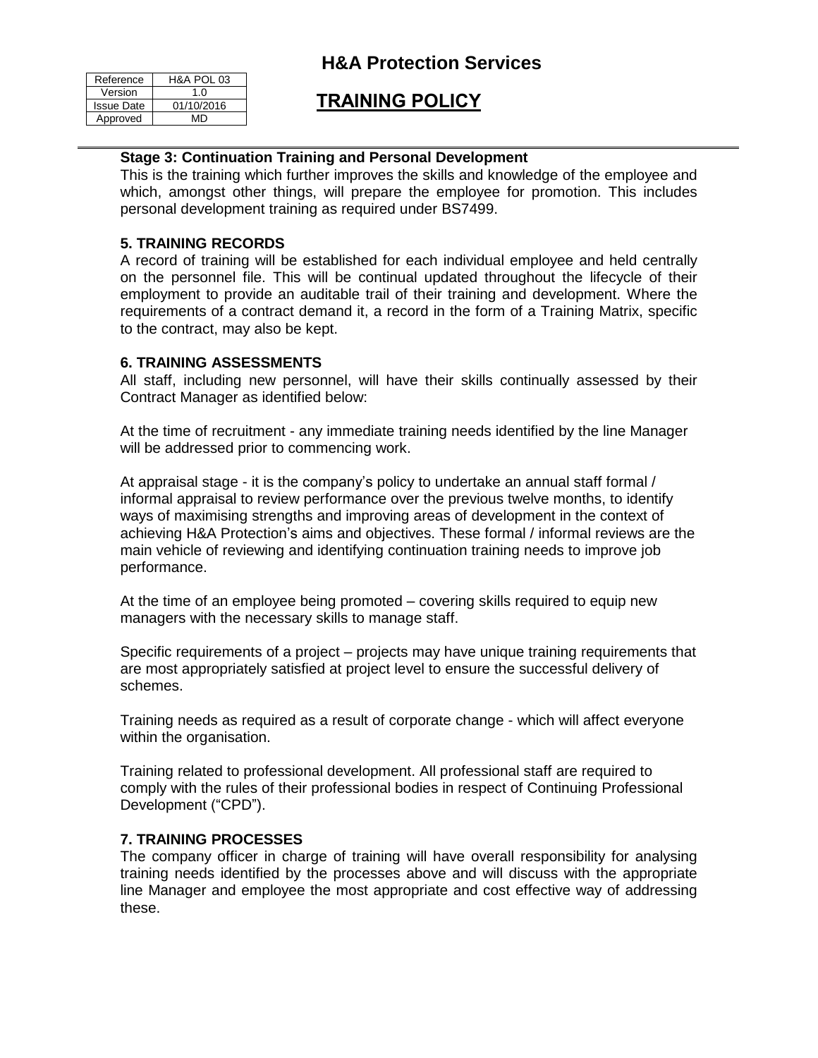**Stage 3: Continuation Training and Personal Development**

This is the training which further improves the skills and knowledge of the employee and which, amongst other things, will prepare the employee for promotion. This includes personal development training as required under BS7499.

**5. TRAINING RECORDS**

A record of training will be established for each individual employee and held centrally on the personnel file. This will be continual updated throughout the lifecycle of their employment to provide an auditable trail of their training and development. Where the requirements of a contract demand it, a record in the form of a Training Matrix, specific to the contract, may also be kept.

**6. TRAINING ASSESSMENTS**

All staff, including new personnel, will have their skills continually assessed by their Contract Manager as identified below:

At the time of recruitment - any immediate training needs identified by the line Manager will be addressed prior to commencing work.

At appraisal stage - it is the company's policy to undertake an annual staff formal / informal appraisal to review performance over the previous twelve months, to identify ways of maximising strengths and improving areas of development in the context of achieving H&A Protection's aims and objectives. These formal / informal reviews are the main vehicle of reviewing and identifying continuation training needs to improve job performance.

At the time of an employee being promoted – covering skills required to equip new managers with the necessary skills to manage staff.

Specific requirements of a project – projects may have unique training requirements that are most appropriately satisfied at project level to ensure the successful delivery of schemes.

Training needs as required as a result of corporate change - which will affect everyone within the organisation.

Training related to professional development. All professional staff are required to comply with the rules of their professional bodies in respect of Continuing Professional Development ("CPD").

**7. TRAINING PROCESSES**

The company officer in charge of training will have overall responsibility for analysing training needs identified by the processes above and will discuss with the appropriate line Manager and employee the most appropriate and cost effective way of addressing these.